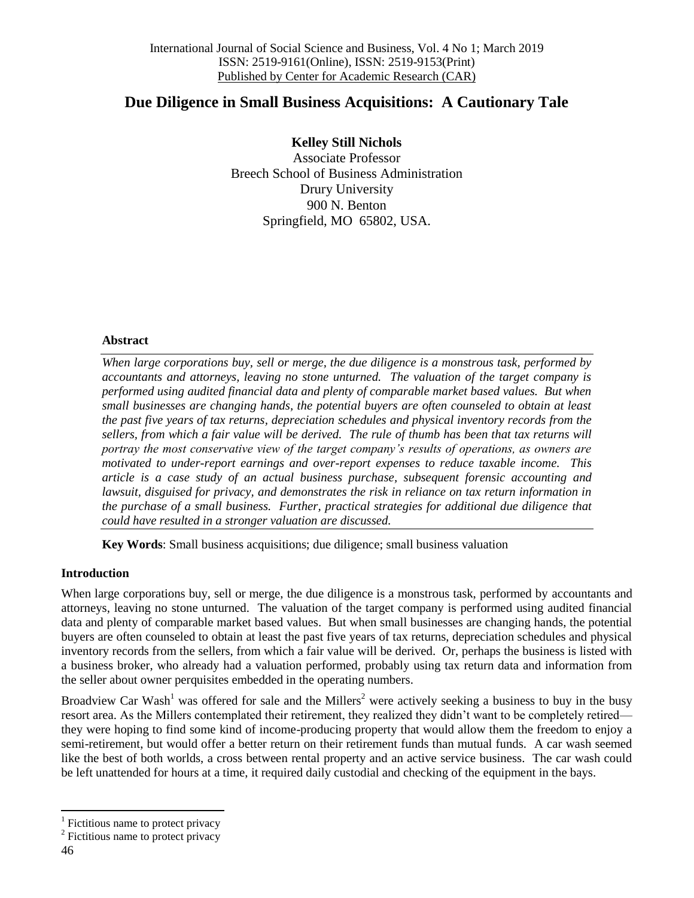# Due Diligence in Small Business Acquisitions: A Cautionary Tale

**Kelley Still Nichols**
Associate Professor
Breech School of Business Administration
Drury University
900 N. Benton
Springfield, MO 65802, USA.

### Abstract

*When large corporations buy, sell or merge, the due diligence is a monstrous task, performed by accountants and attorneys, leaving no stone unturned. The valuation of the target company is performed using audited financial data and plenty of comparable market based values. But when small businesses are changing hands, the potential buyers are often counseled to obtain at least the past five years of tax returns, depreciation schedules and physical inventory records from the sellers, from which a fair value will be derived. The rule of thumb has been that tax returns will portray the most conservative view of the target company's results of operations, as owners are motivated to under-report earnings and over-report expenses to reduce taxable income. This article is a case study of an actual business purchase, subsequent forensic accounting and lawsuit, disguised for privacy, and demonstrates the risk in reliance on tax return information in the purchase of a small business. Further, practical strategies for additional due diligence that could have resulted in a stronger valuation are discussed.*

**Key Words**: Small business acquisitions; due diligence; small business valuation

### Introduction

When large corporations buy, sell or merge, the due diligence is a monstrous task, performed by accountants and attorneys, leaving no stone unturned. The valuation of the target company is performed using audited financial data and plenty of comparable market based values. But when small businesses are changing hands, the potential buyers are often counseled to obtain at least the past five years of tax returns, depreciation schedules and physical inventory records from the sellers, from which a fair value will be derived. Or, perhaps the business is listed with a business broker, who already had a valuation performed, probably using tax return data and information from the seller about owner perquisites embedded in the operating numbers.

Broadview Car Wash[1] was offered for sale and the Millers[2] were actively seeking a business to buy in the busy resort area. As the Millers contemplated their retirement, they realized they didn't want to be completely retired—they were hoping to find some kind of income-producing property that would allow them the freedom to enjoy a semi-retirement, but would offer a better return on their retirement funds than mutual funds. A car wash seemed like the best of both worlds, a cross between rental property and an active service business. The car wash could be left unattended for hours at a time, it required daily custodial and checking of the equipment in the bays.

[1] Fictitious name to protect privacy

[2] Fictitious name to protect privacy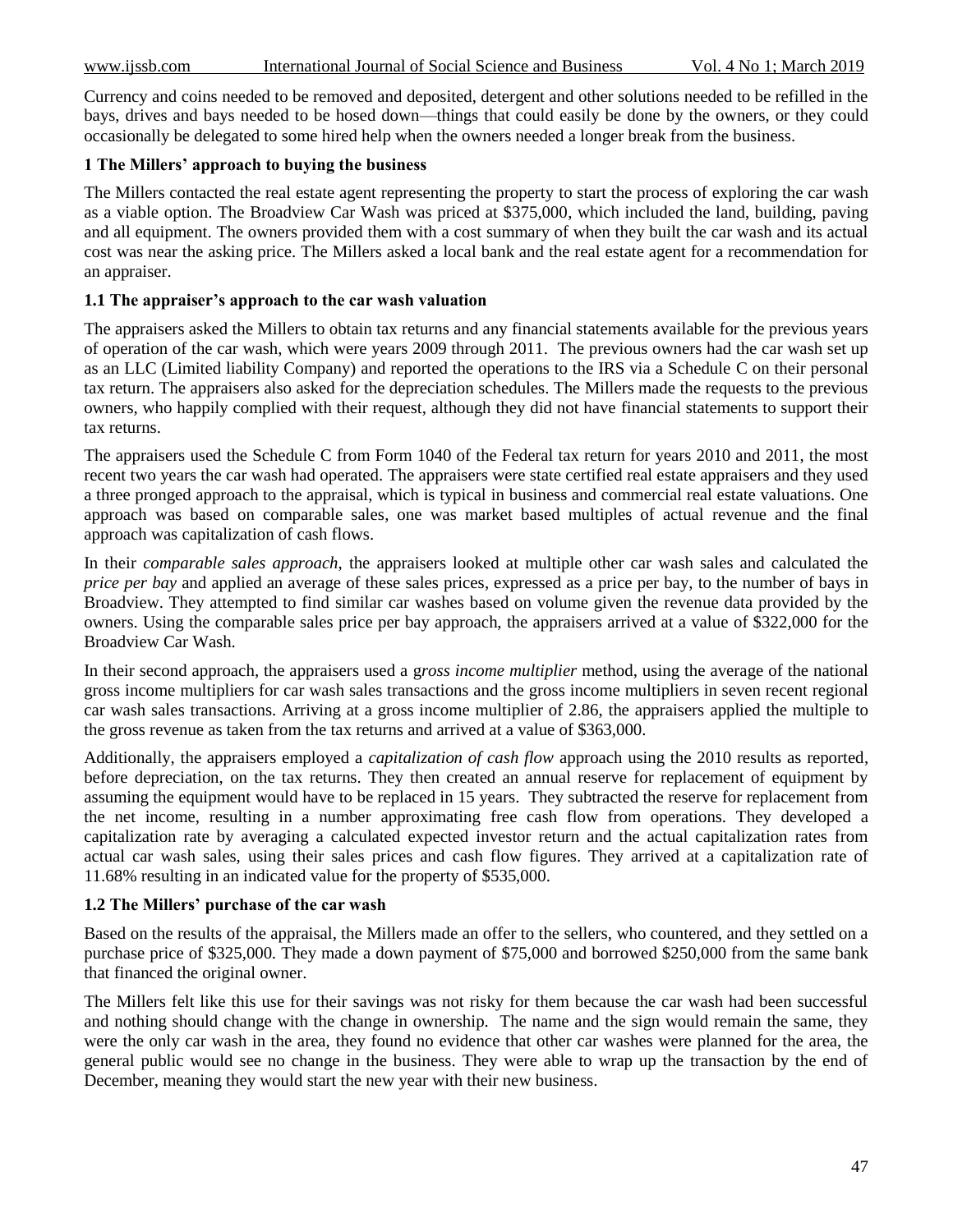Currency and coins needed to be removed and deposited, detergent and other solutions needed to be refilled in the bays, drives and bays needed to be hosed down—things that could easily be done by the owners, or they could occasionally be delegated to some hired help when the owners needed a longer break from the business.

## 1 The Millers' approach to buying the business

The Millers contacted the real estate agent representing the property to start the process of exploring the car wash as a viable option. The Broadview Car Wash was priced at $375,000, which included the land, building, paving and all equipment. The owners provided them with a cost summary of when they built the car wash and its actual cost was near the asking price. The Millers asked a local bank and the real estate agent for a recommendation for an appraiser.

### 1.1 The appraiser's approach to the car wash valuation

The appraisers asked the Millers to obtain tax returns and any financial statements available for the previous years of operation of the car wash, which were years 2009 through 2011. The previous owners had the car wash set up as an LLC (Limited liability Company) and reported the operations to the IRS via a Schedule C on their personal tax return. The appraisers also asked for the depreciation schedules. The Millers made the requests to the previous owners, who happily complied with their request, although they did not have financial statements to support their tax returns.

The appraisers used the Schedule C from Form 1040 of the Federal tax return for years 2010 and 2011, the most recent two years the car wash had operated. The appraisers were state certified real estate appraisers and they used a three pronged approach to the appraisal, which is typical in business and commercial real estate valuations. One approach was based on comparable sales, one was market based multiples of actual revenue and the final approach was capitalization of cash flows.

In their *comparable sales approach*, the appraisers looked at multiple other car wash sales and calculated the *price per bay* and applied an average of these sales prices, expressed as a price per bay, to the number of bays in Broadview. They attempted to find similar car washes based on volume given the revenue data provided by the owners. Using the comparable sales price per bay approach, the appraisers arrived at a value of $322,000 for the Broadview Car Wash.

In their second approach, the appraisers used a g*ross income multiplier* method, using the average of the national gross income multipliers for car wash sales transactions and the gross income multipliers in seven recent regional car wash sales transactions. Arriving at a gross income multiplier of 2.86, the appraisers applied the multiple to the gross revenue as taken from the tax returns and arrived at a value of $363,000.

Additionally, the appraisers employed a *capitalization of cash flow* approach using the 2010 results as reported, before depreciation, on the tax returns. They then created an annual reserve for replacement of equipment by assuming the equipment would have to be replaced in 15 years. They subtracted the reserve for replacement from the net income, resulting in a number approximating free cash flow from operations. They developed a capitalization rate by averaging a calculated expected investor return and the actual capitalization rates from actual car wash sales, using their sales prices and cash flow figures. They arrived at a capitalization rate of 11.68% resulting in an indicated value for the property of $535,000.

### 1.2 The Millers' purchase of the car wash

Based on the results of the appraisal, the Millers made an offer to the sellers, who countered, and they settled on a purchase price of $325,000. They made a down payment of $75,000 and borrowed $250,000 from the same bank that financed the original owner.

The Millers felt like this use for their savings was not risky for them because the car wash had been successful and nothing should change with the change in ownership. The name and the sign would remain the same, they were the only car wash in the area, they found no evidence that other car washes were planned for the area, the general public would see no change in the business. They were able to wrap up the transaction by the end of December, meaning they would start the new year with their new business.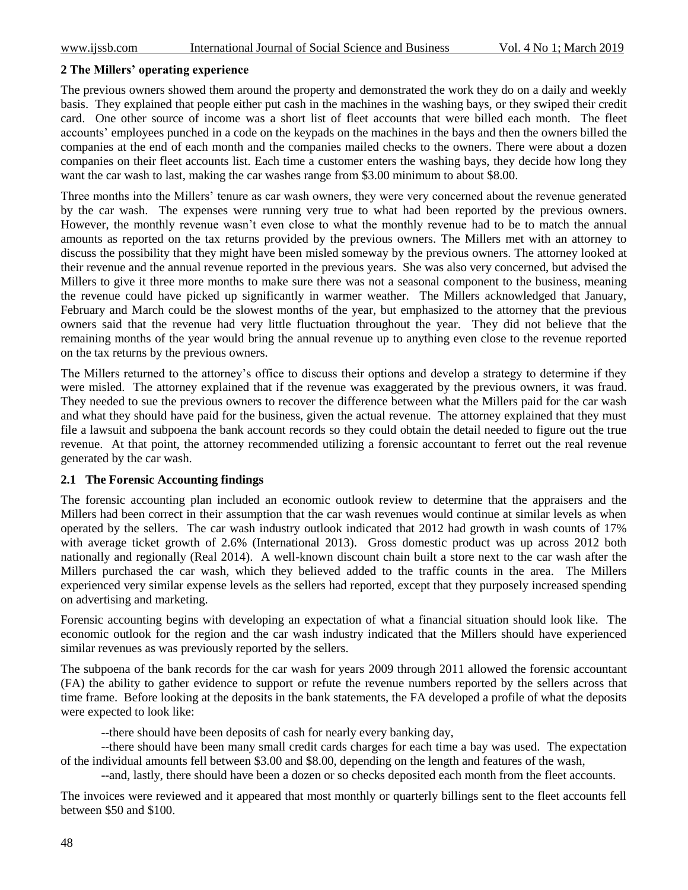## 2 The Millers' operating experience

The previous owners showed them around the property and demonstrated the work they do on a daily and weekly basis. They explained that people either put cash in the machines in the washing bays, or they swiped their credit card. One other source of income was a short list of fleet accounts that were billed each month. The fleet accounts' employees punched in a code on the keypads on the machines in the bays and then the owners billed the companies at the end of each month and the companies mailed checks to the owners. There were about a dozen companies on their fleet accounts list. Each time a customer enters the washing bays, they decide how long they want the car wash to last, making the car washes range from $3.00 minimum to about $8.00.

Three months into the Millers' tenure as car wash owners, they were very concerned about the revenue generated by the car wash. The expenses were running very true to what had been reported by the previous owners. However, the monthly revenue wasn't even close to what the monthly revenue had to be to match the annual amounts as reported on the tax returns provided by the previous owners. The Millers met with an attorney to discuss the possibility that they might have been misled someway by the previous owners. The attorney looked at their revenue and the annual revenue reported in the previous years. She was also very concerned, but advised the Millers to give it three more months to make sure there was not a seasonal component to the business, meaning the revenue could have picked up significantly in warmer weather. The Millers acknowledged that January, February and March could be the slowest months of the year, but emphasized to the attorney that the previous owners said that the revenue had very little fluctuation throughout the year. They did not believe that the remaining months of the year would bring the annual revenue up to anything even close to the revenue reported on the tax returns by the previous owners.

The Millers returned to the attorney's office to discuss their options and develop a strategy to determine if they were misled. The attorney explained that if the revenue was exaggerated by the previous owners, it was fraud. They needed to sue the previous owners to recover the difference between what the Millers paid for the car wash and what they should have paid for the business, given the actual revenue. The attorney explained that they must file a lawsuit and subpoena the bank account records so they could obtain the detail needed to figure out the true revenue. At that point, the attorney recommended utilizing a forensic accountant to ferret out the real revenue generated by the car wash.

### 2.1 The Forensic Accounting findings

The forensic accounting plan included an economic outlook review to determine that the appraisers and the Millers had been correct in their assumption that the car wash revenues would continue at similar levels as when operated by the sellers. The car wash industry outlook indicated that 2012 had growth in wash counts of 17% with average ticket growth of 2.6% (International 2013). Gross domestic product was up across 2012 both nationally and regionally (Real 2014). A well-known discount chain built a store next to the car wash after the Millers purchased the car wash, which they believed added to the traffic counts in the area. The Millers experienced very similar expense levels as the sellers had reported, except that they purposely increased spending on advertising and marketing.

Forensic accounting begins with developing an expectation of what a financial situation should look like. The economic outlook for the region and the car wash industry indicated that the Millers should have experienced similar revenues as was previously reported by the sellers.

The subpoena of the bank records for the car wash for years 2009 through 2011 allowed the forensic accountant (FA) the ability to gather evidence to support or refute the revenue numbers reported by the sellers across that time frame. Before looking at the deposits in the bank statements, the FA developed a profile of what the deposits were expected to look like:

--there should have been deposits of cash for nearly every banking day,

--there should have been many small credit cards charges for each time a bay was used. The expectation of the individual amounts fell between $3.00 and $8.00, depending on the length and features of the wash,

--and, lastly, there should have been a dozen or so checks deposited each month from the fleet accounts.

The invoices were reviewed and it appeared that most monthly or quarterly billings sent to the fleet accounts fell between $50 and $100.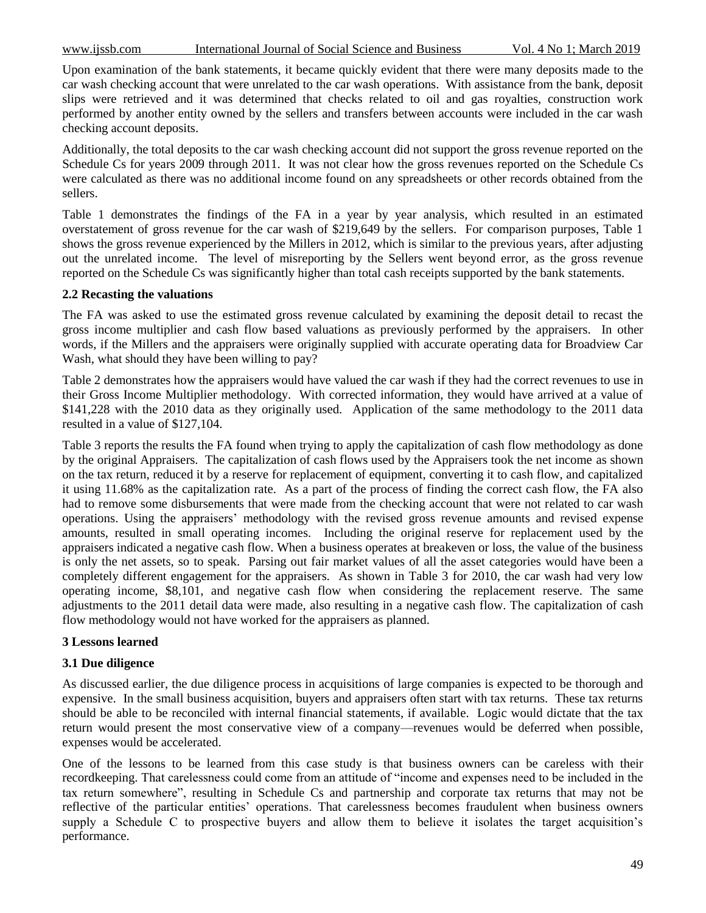Upon examination of the bank statements, it became quickly evident that there were many deposits made to the car wash checking account that were unrelated to the car wash operations. With assistance from the bank, deposit slips were retrieved and it was determined that checks related to oil and gas royalties, construction work performed by another entity owned by the sellers and transfers between accounts were included in the car wash checking account deposits.

Additionally, the total deposits to the car wash checking account did not support the gross revenue reported on the Schedule Cs for years 2009 through 2011. It was not clear how the gross revenues reported on the Schedule Cs were calculated as there was no additional income found on any spreadsheets or other records obtained from the sellers.

Table 1 demonstrates the findings of the FA in a year by year analysis, which resulted in an estimated overstatement of gross revenue for the car wash of $219,649 by the sellers. For comparison purposes, Table 1 shows the gross revenue experienced by the Millers in 2012, which is similar to the previous years, after adjusting out the unrelated income. The level of misreporting by the Sellers went beyond error, as the gross revenue reported on the Schedule Cs was significantly higher than total cash receipts supported by the bank statements.

### 2.2 Recasting the valuations

The FA was asked to use the estimated gross revenue calculated by examining the deposit detail to recast the gross income multiplier and cash flow based valuations as previously performed by the appraisers. In other words, if the Millers and the appraisers were originally supplied with accurate operating data for Broadview Car Wash, what should they have been willing to pay?

Table 2 demonstrates how the appraisers would have valued the car wash if they had the correct revenues to use in their Gross Income Multiplier methodology. With corrected information, they would have arrived at a value of $141,228 with the 2010 data as they originally used. Application of the same methodology to the 2011 data resulted in a value of $127,104.

Table 3 reports the results the FA found when trying to apply the capitalization of cash flow methodology as done by the original Appraisers. The capitalization of cash flows used by the Appraisers took the net income as shown on the tax return, reduced it by a reserve for replacement of equipment, converting it to cash flow, and capitalized it using 11.68% as the capitalization rate. As a part of the process of finding the correct cash flow, the FA also had to remove some disbursements that were made from the checking account that were not related to car wash operations. Using the appraisers' methodology with the revised gross revenue amounts and revised expense amounts, resulted in small operating incomes. Including the original reserve for replacement used by the appraisers indicated a negative cash flow. When a business operates at breakeven or loss, the value of the business is only the net assets, so to speak. Parsing out fair market values of all the asset categories would have been a completely different engagement for the appraisers. As shown in Table 3 for 2010, the car wash had very low operating income, $8,101, and negative cash flow when considering the replacement reserve. The same adjustments to the 2011 detail data were made, also resulting in a negative cash flow. The capitalization of cash flow methodology would not have worked for the appraisers as planned.

## 3 Lessons learned

### 3.1 Due diligence

As discussed earlier, the due diligence process in acquisitions of large companies is expected to be thorough and expensive. In the small business acquisition, buyers and appraisers often start with tax returns. These tax returns should be able to be reconciled with internal financial statements, if available. Logic would dictate that the tax return would present the most conservative view of a company—revenues would be deferred when possible, expenses would be accelerated.

One of the lessons to be learned from this case study is that business owners can be careless with their recordkeeping. That carelessness could come from an attitude of "income and expenses need to be included in the tax return somewhere", resulting in Schedule Cs and partnership and corporate tax returns that may not be reflective of the particular entities' operations. That carelessness becomes fraudulent when business owners supply a Schedule C to prospective buyers and allow them to believe it isolates the target acquisition's performance.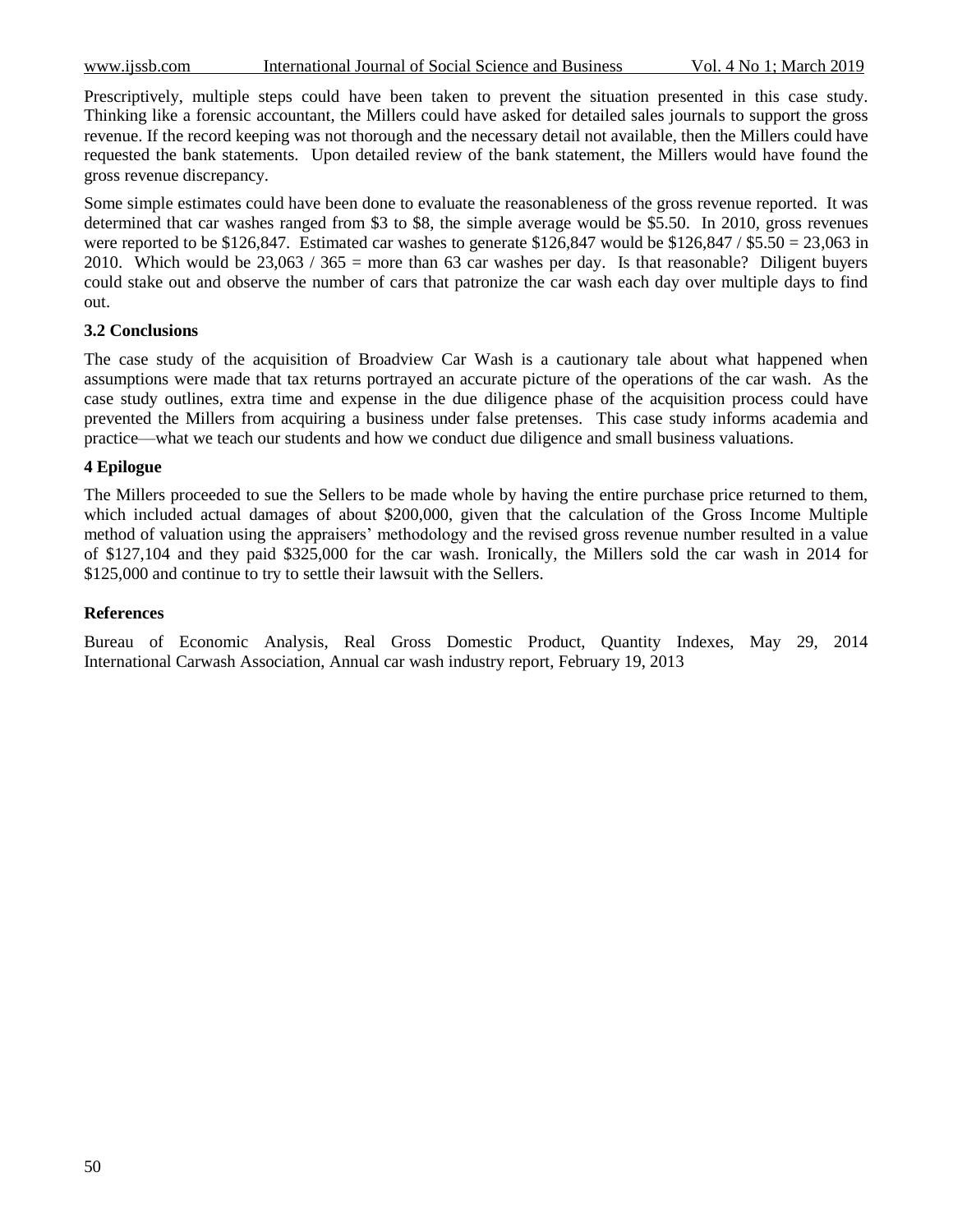Prescriptively, multiple steps could have been taken to prevent the situation presented in this case study. Thinking like a forensic accountant, the Millers could have asked for detailed sales journals to support the gross revenue. If the record keeping was not thorough and the necessary detail not available, then the Millers could have requested the bank statements. Upon detailed review of the bank statement, the Millers would have found the gross revenue discrepancy.

Some simple estimates could have been done to evaluate the reasonableness of the gross revenue reported. It was determined that car washes ranged from $3 to $8, the simple average would be $5.50. In 2010, gross revenues were reported to be $126,847. Estimated car washes to generate $126,847 would be $126,847 / $5.50 = 23,063 in 2010. Which would be 23,063 / 365 = more than 63 car washes per day. Is that reasonable? Diligent buyers could stake out and observe the number of cars that patronize the car wash each day over multiple days to find out.

### 3.2 Conclusions

The case study of the acquisition of Broadview Car Wash is a cautionary tale about what happened when assumptions were made that tax returns portrayed an accurate picture of the operations of the car wash. As the case study outlines, extra time and expense in the due diligence phase of the acquisition process could have prevented the Millers from acquiring a business under false pretenses. This case study informs academia and practice—what we teach our students and how we conduct due diligence and small business valuations.

## 4 Epilogue

The Millers proceeded to sue the Sellers to be made whole by having the entire purchase price returned to them, which included actual damages of about $200,000, given that the calculation of the Gross Income Multiple method of valuation using the appraisers' methodology and the revised gross revenue number resulted in a value of $127,104 and they paid $325,000 for the car wash. Ironically, the Millers sold the car wash in 2014 for $125,000 and continue to try to settle their lawsuit with the Sellers.

## References

Bureau of Economic Analysis, Real Gross Domestic Product, Quantity Indexes, May 29, 2014

International Carwash Association, Annual car wash industry report, February 19, 2013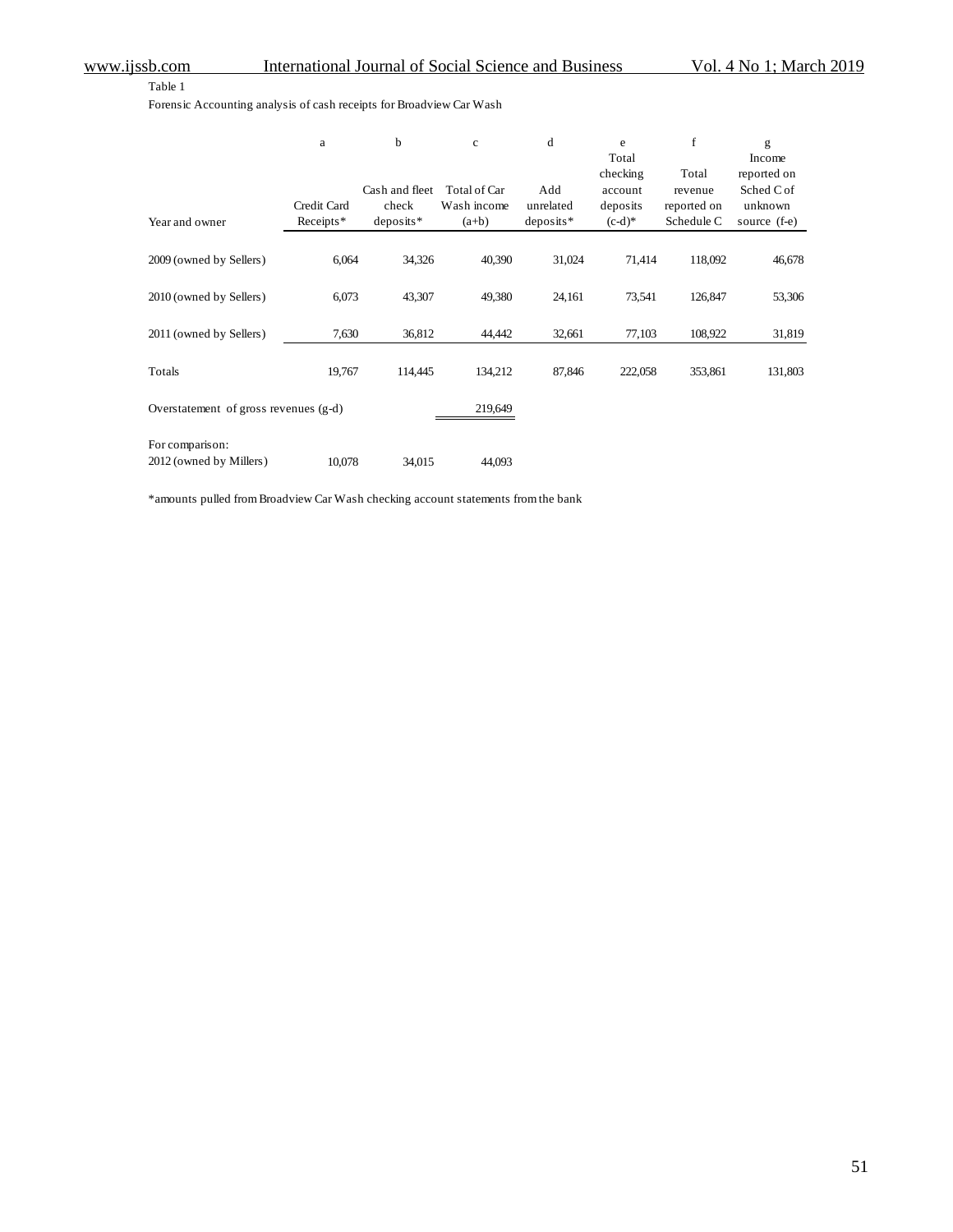Table 1

Forensic Accounting analysis of cash receipts for Broadview Car Wash

| | a | b | c | d | e | f | g |
|---|---|---|---|---|---|---|---|
| Year and owner | Credit Card Receipts* | Cash and fleet check deposits* | Total of Car Wash income (a+b) | Add unrelated deposits* | Total checking account deposits (c-d)* | Total revenue reported on Schedule C | Income reported on Sched C of unknown source (f-e) |
| 2009 (owned by Sellers) | 6,064 | 34,326 | 40,390 | 31,024 | 71,414 | 118,092 | 46,678 |
| 2010 (owned by Sellers) | 6,073 | 43,307 | 49,380 | 24,161 | 73,541 | 126,847 | 53,306 |
| 2011 (owned by Sellers) | 7,630 | 36,812 | 44,442 | 32,661 | 77,103 | 108,922 | 31,819 |
| Totals | 19,767 | 114,445 | 134,212 | 87,846 | 222,058 | 353,861 | 131,803 |
| Overstatement of gross revenues (g-d) | | | 219,649 | | | | |
| For comparison: 2012 (owned by Millers) | 10,078 | 34,015 | 44,093 | | | | |

*amounts pulled from Broadview Car Wash checking account statements from the bank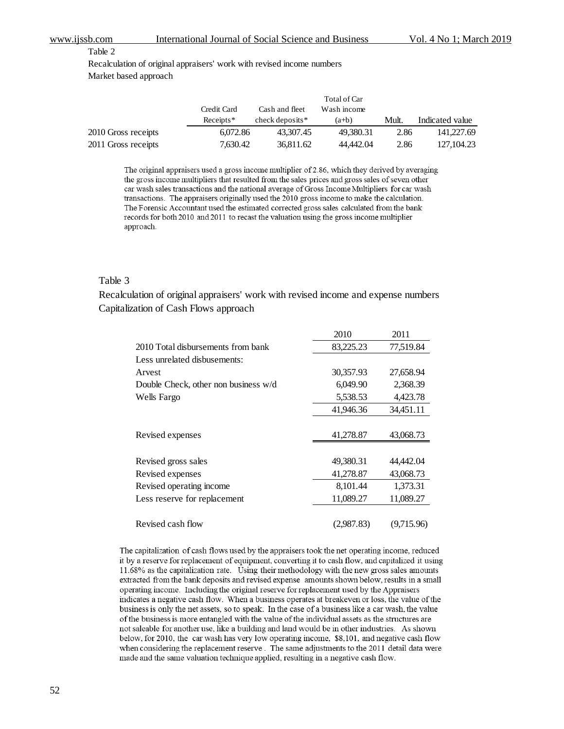Table 2

Recalculation of original appraisers' work with revised income numbers

Market based approach

| | Credit Card Receipts* | Cash and fleet check deposits* | Total of Car Wash income (a+b) | Mult. | Indicated value |
|---|---|---|---|---|---|
| 2010 Gross receipts | 6,072.86 | 43,307.45 | 49,380.31 | 2.86 | 141,227.69 |
| 2011 Gross receipts | 7,630.42 | 36,811.62 | 44,442.04 | 2.86 | 127,104.23 |

The original appraisers used a gross income multiplier of 2.86, which they derived by averaging the gross income multipliers that resulted from the sales prices and gross sales of seven other car wash sales transactions and the national average of Gross Income Multipliers for car wash transactions. The appraisers originally used the 2010 gross income to make the calculation. The Forensic Accountant used the estimated corrected gross sales calculated from the bank records for both 2010 and 2011 to recast the valuation using the gross income multiplier approach.

Table 3

Recalculation of original appraisers' work with revised income and expense numbers

Capitalization of Cash Flows approach

| | 2010 | 2011 |
|---|---|---|
| 2010 Total disbursements from bank | 83,225.23 | 77,519.84 |
| Less unrelated disbusements: | | |
| Arvest | 30,357.93 | 27,658.94 |
| Double Check, other non business w/d | 6,049.90 | 2,368.39 |
| Wells Fargo | 5,538.53 | 4,423.78 |
| | 41,946.36 | 34,451.11 |
| | | |
| Revised expenses | 41,278.87 | 43,068.73 |
| | | |
| Revised gross sales | 49,380.31 | 44,442.04 |
| Revised expenses | 41,278.87 | 43,068.73 |
| Revised operating income | 8,101.44 | 1,373.31 |
| Less reserve for replacement | 11,089.27 | 11,089.27 |
| | | |
| Revised cash flow | (2,987.83) | (9,715.96) |

The capitalization of cash flows used by the appraisers took the net operating income, reduced it by a reserve for replacement of equipment, converting it to cash flow, and capitalized it using 11.68% as the capitalization rate. Using their methodology with the new gross sales amounts extracted from the bank deposits and revised expense amounts shown below, results in a small operating income. Including the original reserve for replacement used by the Appraisers indicates a negative cash flow. When a business operates at breakeven or loss, the value of the business is only the net assets, so to speak. In the case of a business like a car wash, the value of the business is more entangled with the value of the individual assets as the structures are not saleable for another use, like a building and land would be in other industries. As shown below, for 2010, the car wash has very low operating income, $8,101, and negative cash flow when considering the replacement reserve . The same adjustments to the 2011 detail data were made and the same valuation technique applied, resulting in a negative cash flow.